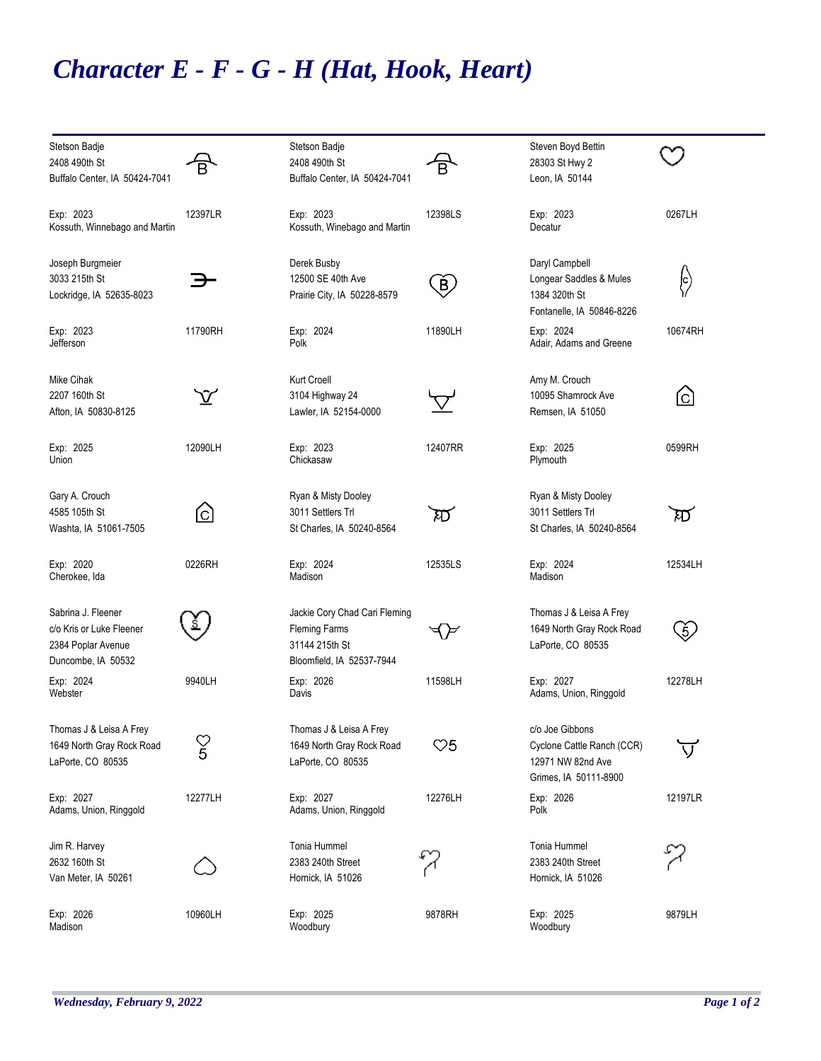# *Character E - F - G - H (Hat, Hook, Heart)*

Stetson Badje
2408 490th St
Buffalo Center, IA 50424-7041
Exp: 2023 — 12397LR
Kossuth, Winnebago and Martin

Stetson Badje
2408 490th St
Buffalo Center, IA 50424-7041
Exp: 2023 — 12398LS
Kossuth, Winebago and Martin

Steven Boyd Bettin
28303 St Hwy 2
Leon, IA 50144
Exp: 2023 — 0267LH
Decatur

Joseph Burgmeier
3033 215th St
Lockridge, IA 52635-8023
Exp: 2023 — 11790RH
Jefferson

Derek Busby
12500 SE 40th Ave
Prairie City, IA 50228-8579
Exp: 2024 — 11890LH
Polk

Daryl Campbell
Longear Saddles & Mules
1384 320th St
Fontanelle, IA 50846-8226
Exp: 2024 — 10674RH
Adair, Adams and Greene

Mike Cihak
2207 160th St
Afton, IA 50830-8125
Exp: 2025 — 12090LH
Union

Kurt Croell
3104 Highway 24
Lawler, IA 52154-0000
Exp: 2023 — 12407RR
Chickasaw

Amy M. Crouch
10095 Shamrock Ave
Remsen, IA 51050
Exp: 2025 — 0599RH
Plymouth

Gary A. Crouch
4585 105th St
Washta, IA 51061-7505
Exp: 2020 — 0226RH
Cherokee, Ida

Ryan & Misty Dooley
3011 Settlers Trl
St Charles, IA 50240-8564
Exp: 2024 — 12535LS
Madison

Ryan & Misty Dooley
3011 Settlers Trl
St Charles, IA 50240-8564
Exp: 2024 — 12534LH
Madison

Sabrina J. Fleener
c/o Kris or Luke Fleener
2384 Poplar Avenue
Duncombe, IA 50532
Exp: 2024 — 9940LH
Webster

Jackie Cory Chad Cari Fleming
Fleming Farms
31144 215th St
Bloomfield, IA 52537-7944
Exp: 2026 — 11598LH
Davis

Thomas J & Leisa A Frey
1649 North Gray Rock Road
LaPorte, CO 80535
Exp: 2027 — 12278LH
Adams, Union, Ringgold

Thomas J & Leisa A Frey
1649 North Gray Rock Road
LaPorte, CO 80535
Exp: 2027 — 12277LH
Adams, Union, Ringgold

Thomas J & Leisa A Frey
1649 North Gray Rock Road
LaPorte, CO 80535
Exp: 2027 — 12276LH
Adams, Union, Ringgold

c/o Joe Gibbons
Cyclone Cattle Ranch (CCR)
12971 NW 82nd Ave
Grimes, IA 50111-8900
Exp: 2026 — 12197LR
Polk

Jim R. Harvey
2632 160th St
Van Meter, IA 50261
Exp: 2026 — 10960LH
Madison

Tonia Hummel
2383 240th Street
Hornick, IA 51026
Exp: 2025 — 9878RH
Woodbury

Tonia Hummel
2383 240th Street
Hornick, IA 51026
Exp: 2025 — 9879LH
Woodbury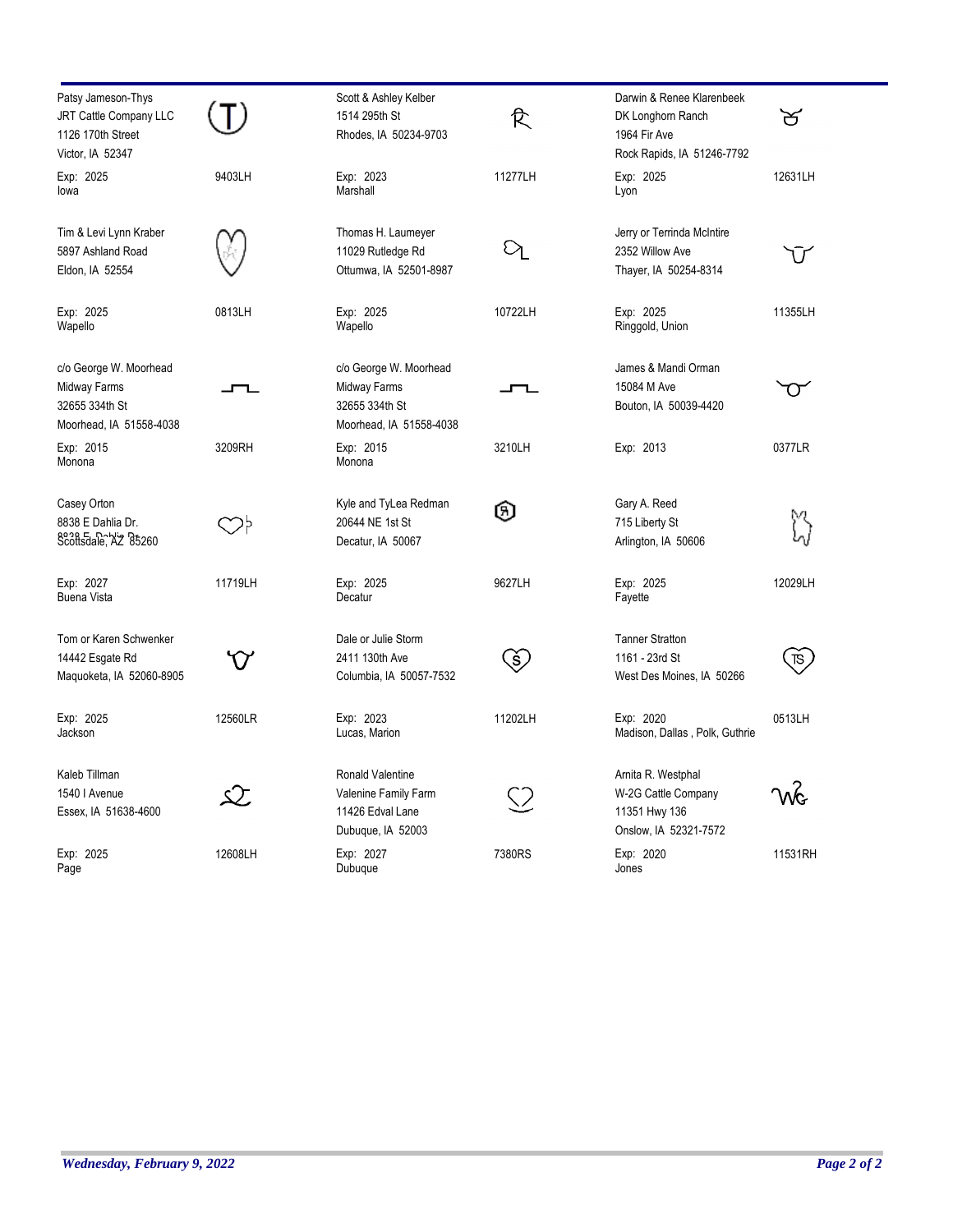| | | | | | |
|---|---|---|---|---|---|
| Patsy Jameson-Thys<br>JRT Cattle Company LLC<br>1126 170th Street<br>Victor, IA 52347<br>Exp: 2025<br>Iowa | 9403LH | Scott & Ashley Kelber<br>1514 295th St<br>Rhodes, IA 50234-9703<br>Exp: 2023<br>Marshall | 11277LH | Darwin & Renee Klarenbeek<br>DK Longhorn Ranch<br>1964 Fir Ave<br>Rock Rapids, IA 51246-7792<br>Exp: 2025<br>Lyon | 12631LH |
| Tim & Levi Lynn Kraber<br>5897 Ashland Road<br>Eldon, IA 52554<br>Exp: 2025<br>Wapello | 0813LH | Thomas H. Laumeyer<br>11029 Rutledge Rd<br>Ottumwa, IA 52501-8987<br>Exp: 2025<br>Wapello | 10722LH | Jerry or Terrinda McIntire<br>2352 Willow Ave<br>Thayer, IA 50254-8314<br>Exp: 2025<br>Ringgold, Union | 11355LH |
| c/o George W. Moorhead<br>Midway Farms<br>32655 334th St<br>Moorhead, IA 51558-4038<br>Exp: 2015<br>Monona | 3209RH | c/o George W. Moorhead<br>Midway Farms<br>32655 334th St<br>Moorhead, IA 51558-4038<br>Exp: 2015<br>Monona | 3210LH | James & Mandi Orman<br>15084 M Ave<br>Bouton, IA 50039-4420<br>Exp: 2013 | 0377LR |
| Casey Orton<br>8838 E Dahlia Dr.<br>Scottsdale, AZ 85260<br>Exp: 2027<br>Buena Vista | 11719LH | Kyle and TyLea Redman<br>20644 NE 1st St<br>Decatur, IA 50067<br>Exp: 2025<br>Decatur | 9627LH | Gary A. Reed<br>715 Liberty St<br>Arlington, IA 50606<br>Exp: 2025<br>Fayette | 12029LH |
| Tom or Karen Schwenker<br>14442 Esgate Rd<br>Maquoketa, IA 52060-8905<br>Exp: 2025<br>Jackson | 12560LR | Dale or Julie Storm<br>2411 130th Ave<br>Columbia, IA 50057-7532<br>Exp: 2023<br>Lucas, Marion | 11202LH | Tanner Stratton<br>1161 - 23rd St<br>West Des Moines, IA 50266<br>Exp: 2020<br>Madison, Dallas , Polk, Guthrie | 0513LH |
| Kaleb Tillman<br>1540 I Avenue<br>Essex, IA 51638-4600<br>Exp: 2025<br>Page | 12608LH | Ronald Valentine<br>Valenine Family Farm<br>11426 Edval Lane<br>Dubuque, IA 52003<br>Exp: 2027<br>Dubuque | 7380RS | Arnita R. Westphal<br>W-2G Cattle Company<br>11351 Hwy 136<br>Onslow, IA 52321-7572<br>Exp: 2020<br>Jones | 11531RH |